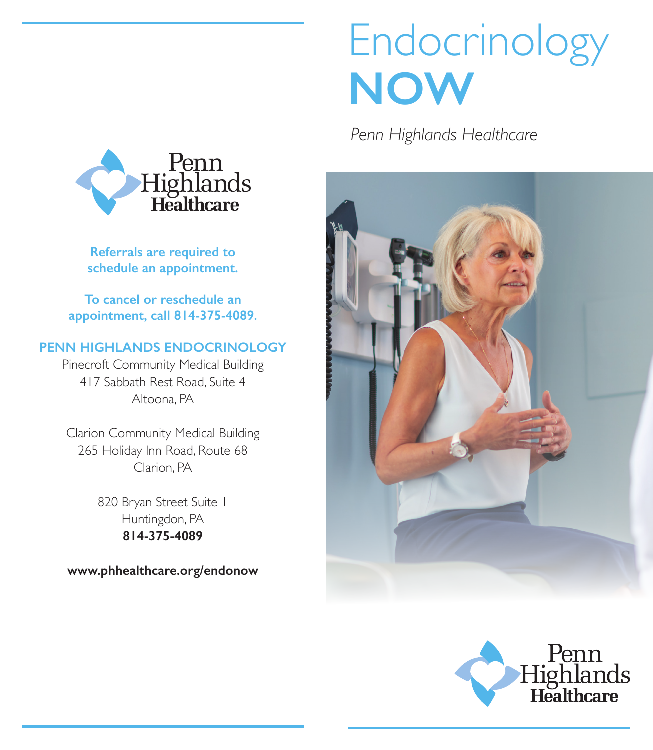# Endocrinology NOW

*Penn Highlands Healthcare*

Penn Highlands Healthcare

**Referrals are required to schedule an appointment.**

**To cancel or reschedule an appointment, call 814-375-4089.**

## PENN HIGHLANDS ENDOCRINOLOGY

Pinecroft Community Medical Building
417 Sabbath Rest Road, Suite 4
Altoona, PA

Clarion Community Medical Building
265 Holiday Inn Road, Route 68
Clarion, PA

820 Bryan Street Suite 1
Huntingdon, PA
**814-375-4089**

**www.phhealthcare.org/endonow**

Penn Highlands Healthcare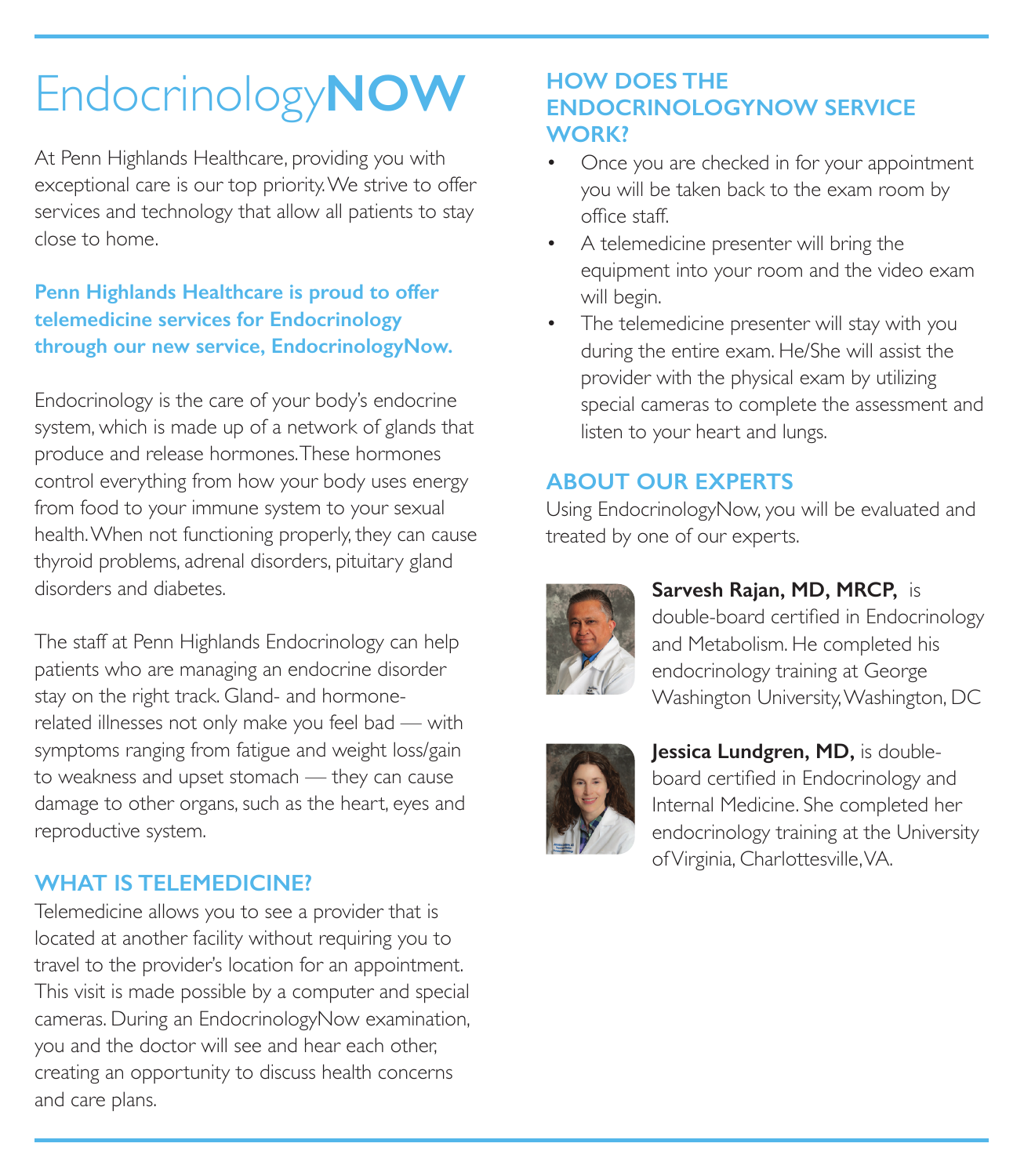# Endocrinology**NOW**

At Penn Highlands Healthcare, providing you with exceptional care is our top priority. We strive to offer services and technology that allow all patients to stay close to home.

**Penn Highlands Healthcare is proud to offer telemedicine services for Endocrinology through our new service, EndocrinologyNow.**

Endocrinology is the care of your body's endocrine system, which is made up of a network of glands that produce and release hormones. These hormones control everything from how your body uses energy from food to your immune system to your sexual health. When not functioning properly, they can cause thyroid problems, adrenal disorders, pituitary gland disorders and diabetes.

The staff at Penn Highlands Endocrinology can help patients who are managing an endocrine disorder stay on the right track. Gland- and hormone-related illnesses not only make you feel bad — with symptoms ranging from fatigue and weight loss/gain to weakness and upset stomach — they can cause damage to other organs, such as the heart, eyes and reproductive system.

## WHAT IS TELEMEDICINE?

Telemedicine allows you to see a provider that is located at another facility without requiring you to travel to the provider's location for an appointment. This visit is made possible by a computer and special cameras. During an EndocrinologyNow examination, you and the doctor will see and hear each other, creating an opportunity to discuss health concerns and care plans.

## HOW DOES THE ENDOCRINOLOGYNOW SERVICE WORK?

- Once you are checked in for your appointment you will be taken back to the exam room by office staff.
- A telemedicine presenter will bring the equipment into your room and the video exam will begin.
- The telemedicine presenter will stay with you during the entire exam. He/She will assist the provider with the physical exam by utilizing special cameras to complete the assessment and listen to your heart and lungs.

## ABOUT OUR EXPERTS

Using EndocrinologyNow, you will be evaluated and treated by one of our experts.

**Sarvesh Rajan, MD, MRCP,** is double-board certified in Endocrinology and Metabolism. He completed his endocrinology training at George Washington University, Washington, DC

**Jessica Lundgren, MD,** is double-board certified in Endocrinology and Internal Medicine. She completed her endocrinology training at the University of Virginia, Charlottesville, VA.